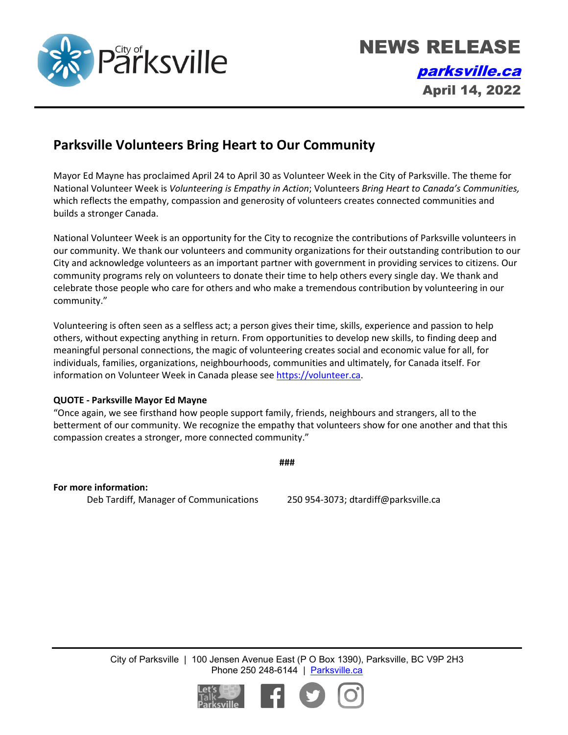City of Parksville

# NEWS RELEASE

[parksville.ca](http://parksville.ca)

**April 14, 2022**

## Parksville Volunteers Bring Heart to Our Community

Mayor Ed Mayne has proclaimed April 24 to April 30 as Volunteer Week in the City of Parksville. The theme for National Volunteer Week is *Volunteering is Empathy in Action*; Volunteers *Bring Heart to Canada's Communities,* which reflects the empathy, compassion and generosity of volunteers creates connected communities and builds a stronger Canada.

National Volunteer Week is an opportunity for the City to recognize the contributions of Parksville volunteers in our community. We thank our volunteers and community organizations for their outstanding contribution to our City and acknowledge volunteers as an important partner with government in providing services to citizens. Our community programs rely on volunteers to donate their time to help others every single day. We thank and celebrate those people who care for others and who make a tremendous contribution by volunteering in our community."

Volunteering is often seen as a selfless act; a person gives their time, skills, experience and passion to help others, without expecting anything in return. From opportunities to develop new skills, to finding deep and meaningful personal connections, the magic of volunteering creates social and economic value for all, for individuals, families, organizations, neighbourhoods, communities and ultimately, for Canada itself. For information on Volunteer Week in Canada please see [https://volunteer.ca](https://volunteer.ca).

**QUOTE - Parksville Mayor Ed Mayne**
"Once again, we see firsthand how people support family, friends, neighbours and strangers, all to the betterment of our community. We recognize the empathy that volunteers show for one another and that this compassion creates a stronger, more connected community."

###

**For more information:**
Deb Tardiff, Manager of Communications 250 954-3073; dtardiff@parksville.ca

City of Parksville | 100 Jensen Avenue East (P O Box 1390), Parksville, BC V9P 2H3
Phone 250 248-6144 | [Parksville.ca](http://Parksville.ca)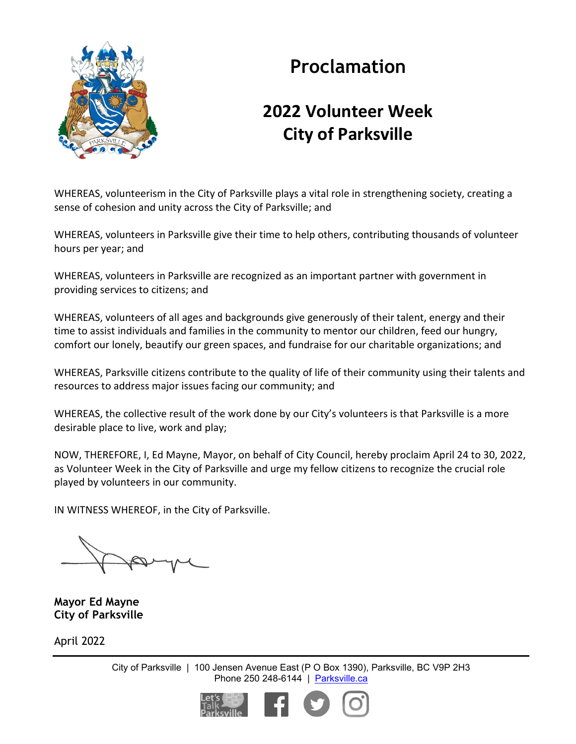# Proclamation

## 2022 Volunteer Week City of Parksville

WHEREAS, volunteerism in the City of Parksville plays a vital role in strengthening society, creating a sense of cohesion and unity across the City of Parksville; and

WHEREAS, volunteers in Parksville give their time to help others, contributing thousands of volunteer hours per year; and

WHEREAS, volunteers in Parksville are recognized as an important partner with government in providing services to citizens; and

WHEREAS, volunteers of all ages and backgrounds give generously of their talent, energy and their time to assist individuals and families in the community to mentor our children, feed our hungry, comfort our lonely, beautify our green spaces, and fundraise for our charitable organizations; and

WHEREAS, Parksville citizens contribute to the quality of life of their community using their talents and resources to address major issues facing our community; and

WHEREAS, the collective result of the work done by our City's volunteers is that Parksville is a more desirable place to live, work and play;

NOW, THEREFORE, I, Ed Mayne, Mayor, on behalf of City Council, hereby proclaim April 24 to 30, 2022, as Volunteer Week in the City of Parksville and urge my fellow citizens to recognize the crucial role played by volunteers in our community.

IN WITNESS WHEREOF, in the City of Parksville.

**Mayor Ed Mayne**
**City of Parksville**

April 2022

City of Parksville | 100 Jensen Avenue East (P O Box 1390), Parksville, BC V9P 2H3
Phone 250 248-6144 | Parksville.ca